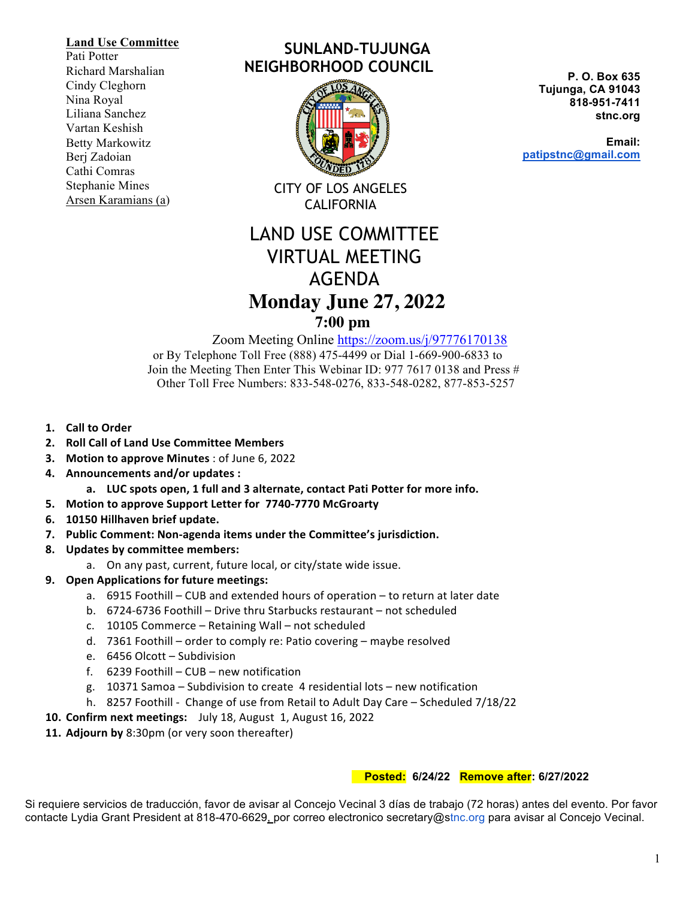**Land Use Committee**
Pati Potter
Richard Marshalian
Cindy Cleghorn
Nina Royal
Liliana Sanchez
Vartan Keshish
Betty Markowitz
Berj Zadoian
Cathi Comras
Stephanie Mines
Arsen Karamians (a)

# SUNLAND-TUJUNGA NEIGHBORHOOD COUNCIL

CITY OF LOS ANGELES
CALIFORNIA

**P. O. Box 635**
**Tujunga, CA 91043**
**818-951-7411**
**stnc.org**

**Email:**
**patipstnc@gmail.com**

# LAND USE COMMITTEE VIRTUAL MEETING AGENDA

## Monday June 27, 2022

### 7:00 pm

Zoom Meeting Online https://zoom.us/j/97776170138
or By Telephone Toll Free (888) 475-4499 or Dial 1-669-900-6833 to
Join the Meeting Then Enter This Webinar ID: 977 7617 0138 and Press #
Other Toll Free Numbers: 833-548-0276, 833-548-0282, 877-853-5257

1. **Call to Order**
2. **Roll Call of Land Use Committee Members**
3. **Motion to approve Minutes** : of June 6, 2022
4. **Announcements and/or updates :**
   a. **LUC spots open, 1 full and 3 alternate, contact Pati Potter for more info.**
5. **Motion to approve Support Letter for 7740-7770 McGroarty**
6. **10150 Hillhaven brief update.**
7. **Public Comment: Non-agenda items under the Committee's jurisdiction.**
8. **Updates by committee members:**
   a. On any past, current, future local, or city/state wide issue.
9. **Open Applications for future meetings:**
   a. 6915 Foothill – CUB and extended hours of operation – to return at later date
   b. 6724-6736 Foothill – Drive thru Starbucks restaurant – not scheduled
   c. 10105 Commerce – Retaining Wall – not scheduled
   d. 7361 Foothill – order to comply re: Patio covering – maybe resolved
   e. 6456 Olcott – Subdivision
   f. 6239 Foothill – CUB – new notification
   g. 10371 Samoa – Subdivision to create 4 residential lots – new notification
   h. 8257 Foothill - Change of use from Retail to Adult Day Care – Scheduled 7/18/22
10. **Confirm next meetings:** July 18, August 1, August 16, 2022
11. **Adjourn by** 8:30pm (or very soon thereafter)

**Posted: 6/24/22 Remove after: 6/27/2022**

Si requiere servicios de traducción, favor de avisar al Concejo Vecinal 3 días de trabajo (72 horas) antes del evento. Por favor contacte Lydia Grant President at 818-470-6629, por correo electronico secretary@stnc.org para avisar al Concejo Vecinal.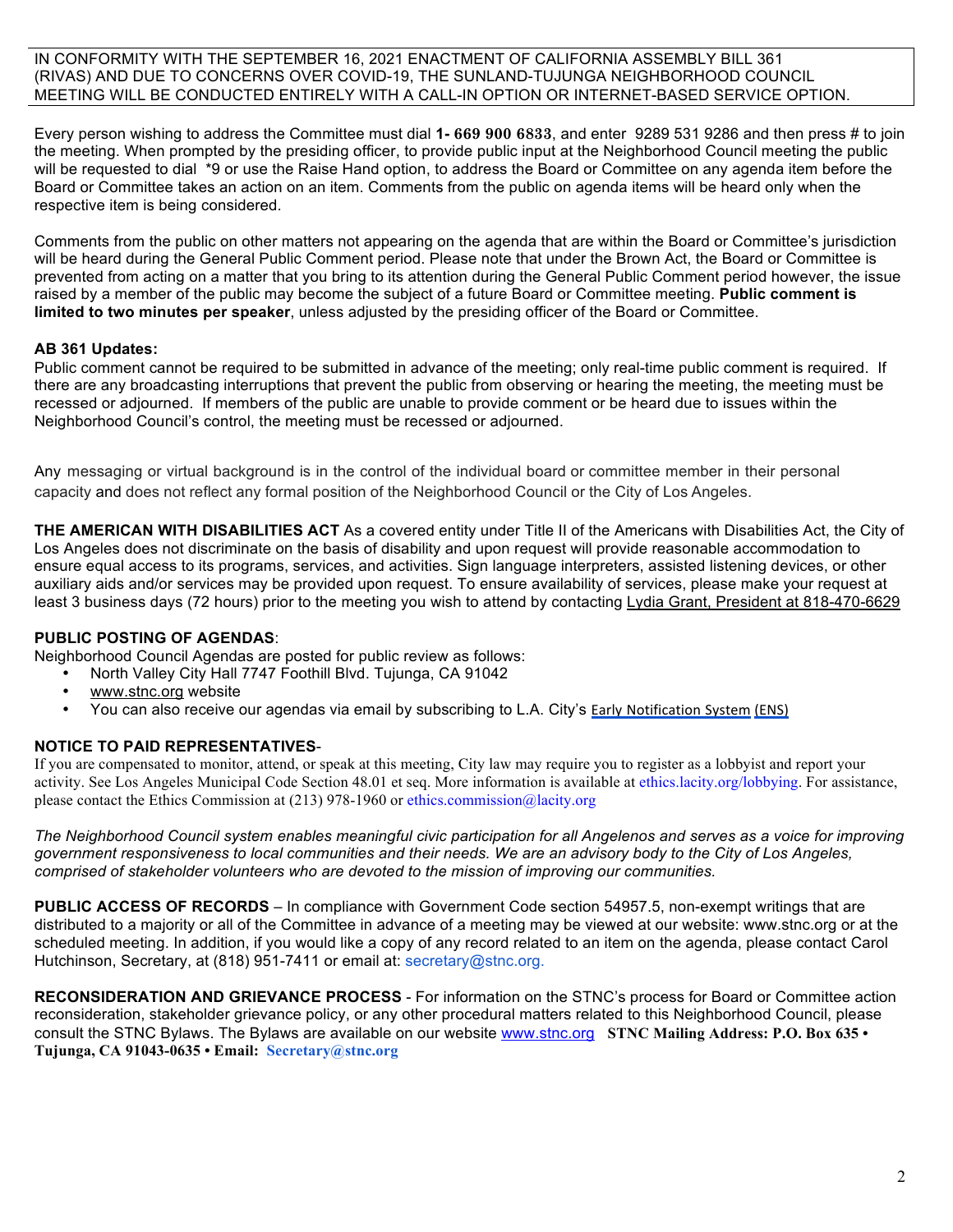IN CONFORMITY WITH THE SEPTEMBER 16, 2021 ENACTMENT OF CALIFORNIA ASSEMBLY BILL 361 (RIVAS) AND DUE TO CONCERNS OVER COVID-19, THE SUNLAND-TUJUNGA NEIGHBORHOOD COUNCIL MEETING WILL BE CONDUCTED ENTIRELY WITH A CALL-IN OPTION OR INTERNET-BASED SERVICE OPTION.

Every person wishing to address the Committee must dial **1- 669 900 6833**, and enter 9289 531 9286 and then press # to join the meeting. When prompted by the presiding officer, to provide public input at the Neighborhood Council meeting the public will be requested to dial *9 or use the Raise Hand option, to address the Board or Committee on any agenda item before the Board or Committee takes an action on an item. Comments from the public on agenda items will be heard only when the respective item is being considered.

Comments from the public on other matters not appearing on the agenda that are within the Board or Committee's jurisdiction will be heard during the General Public Comment period. Please note that under the Brown Act, the Board or Committee is prevented from acting on a matter that you bring to its attention during the General Public Comment period however, the issue raised by a member of the public may become the subject of a future Board or Committee meeting. **Public comment is limited to two minutes per speaker**, unless adjusted by the presiding officer of the Board or Committee.

**AB 361 Updates:**
Public comment cannot be required to be submitted in advance of the meeting; only real-time public comment is required. If there are any broadcasting interruptions that prevent the public from observing or hearing the meeting, the meeting must be recessed or adjourned. If members of the public are unable to provide comment or be heard due to issues within the Neighborhood Council's control, the meeting must be recessed or adjourned.

Any messaging or virtual background is in the control of the individual board or committee member in their personal capacity and does not reflect any formal position of the Neighborhood Council or the City of Los Angeles.

**THE AMERICAN WITH DISABILITIES ACT** As a covered entity under Title II of the Americans with Disabilities Act, the City of Los Angeles does not discriminate on the basis of disability and upon request will provide reasonable accommodation to ensure equal access to its programs, services, and activities. Sign language interpreters, assisted listening devices, or other auxiliary aids and/or services may be provided upon request. To ensure availability of services, please make your request at least 3 business days (72 hours) prior to the meeting you wish to attend by contacting Lydia Grant, President at 818-470-6629

**PUBLIC POSTING OF AGENDAS**:
Neighborhood Council Agendas are posted for public review as follows:

- North Valley City Hall 7747 Foothill Blvd. Tujunga, CA 91042
- www.stnc.org website
- You can also receive our agendas via email by subscribing to L.A. City's Early Notification System (ENS)

**NOTICE TO PAID REPRESENTATIVES**-
If you are compensated to monitor, attend, or speak at this meeting, City law may require you to register as a lobbyist and report your activity. See Los Angeles Municipal Code Section 48.01 et seq. More information is available at ethics.lacity.org/lobbying. For assistance, please contact the Ethics Commission at (213) 978-1960 or ethics.commission@lacity.org

*The Neighborhood Council system enables meaningful civic participation for all Angelenos and serves as a voice for improving government responsiveness to local communities and their needs. We are an advisory body to the City of Los Angeles, comprised of stakeholder volunteers who are devoted to the mission of improving our communities.*

**PUBLIC ACCESS OF RECORDS** – In compliance with Government Code section 54957.5, non-exempt writings that are distributed to a majority or all of the Committee in advance of a meeting may be viewed at our website: www.stnc.org or at the scheduled meeting. In addition, if you would like a copy of any record related to an item on the agenda, please contact Carol Hutchinson, Secretary, at (818) 951-7411 or email at: secretary@stnc.org.

**RECONSIDERATION AND GRIEVANCE PROCESS** - For information on the STNC's process for Board or Committee action reconsideration, stakeholder grievance policy, or any other procedural matters related to this Neighborhood Council, please consult the STNC Bylaws. The Bylaws are available on our website www.stnc.org **STNC Mailing Address: P.O. Box 635 • Tujunga, CA 91043-0635 • Email: Secretary@stnc.org**